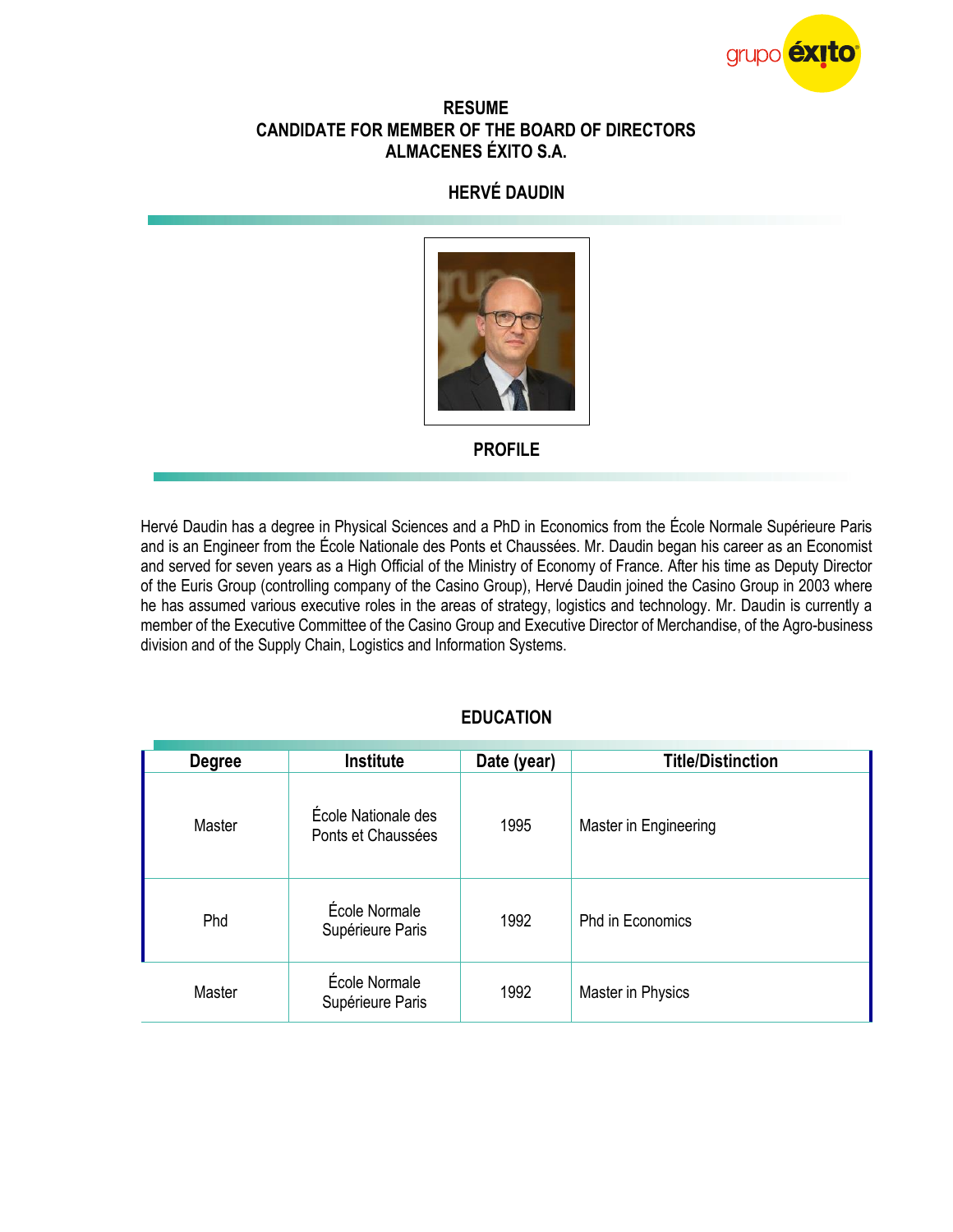# RESUME
# CANDIDATE FOR MEMBER OF THE BOARD OF DIRECTORS
# ALMACENES ÉXITO S.A.

## HERVÉ DAUDIN

## PROFILE

Hervé Daudin has a degree in Physical Sciences and a PhD in Economics from the École Normale Supérieure Paris and is an Engineer from the École Nationale des Ponts et Chaussées. Mr. Daudin began his career as an Economist and served for seven years as a High Official of the Ministry of Economy of France. After his time as Deputy Director of the Euris Group (controlling company of the Casino Group), Hervé Daudin joined the Casino Group in 2003 where he has assumed various executive roles in the areas of strategy, logistics and technology. Mr. Daudin is currently a member of the Executive Committee of the Casino Group and Executive Director of Merchandise, of the Agro-business division and of the Supply Chain, Logistics and Information Systems.

## EDUCATION

| Degree | Institute | Date (year) | Title/Distinction |
|---|---|---|---|
| Master | École Nationale des Ponts et Chaussées | 1995 | Master in Engineering |
| Phd | École Normale Supérieure Paris | 1992 | Phd in Economics |
| Master | École Normale Supérieure Paris | 1992 | Master in Physics |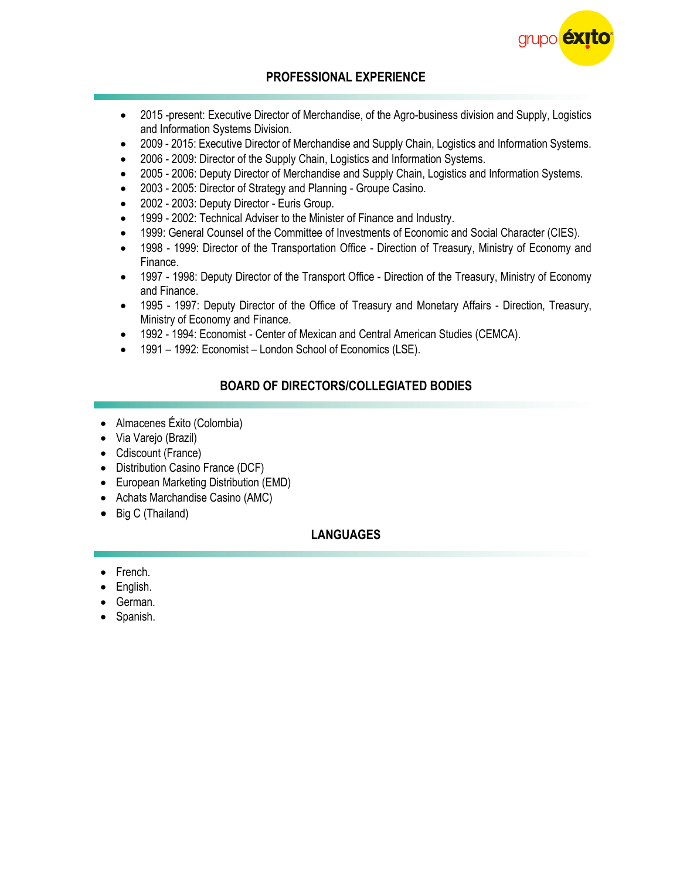## PROFESSIONAL EXPERIENCE

- 2015 -present: Executive Director of Merchandise, of the Agro-business division and Supply, Logistics and Information Systems Division.
- 2009 - 2015: Executive Director of Merchandise and Supply Chain, Logistics and Information Systems.
- 2006 - 2009: Director of the Supply Chain, Logistics and Information Systems.
- 2005 - 2006: Deputy Director of Merchandise and Supply Chain, Logistics and Information Systems.
- 2003 - 2005: Director of Strategy and Planning - Groupe Casino.
- 2002 - 2003: Deputy Director - Euris Group.
- 1999 - 2002: Technical Adviser to the Minister of Finance and Industry.
- 1999: General Counsel of the Committee of Investments of Economic and Social Character (CIES).
- 1998 - 1999: Director of the Transportation Office - Direction of Treasury, Ministry of Economy and Finance.
- 1997 - 1998: Deputy Director of the Transport Office - Direction of the Treasury, Ministry of Economy and Finance.
- 1995 - 1997: Deputy Director of the Office of Treasury and Monetary Affairs - Direction, Treasury, Ministry of Economy and Finance.
- 1992 - 1994: Economist - Center of Mexican and Central American Studies (CEMCA).
- 1991 – 1992: Economist – London School of Economics (LSE).

## BOARD OF DIRECTORS/COLLEGIATED BODIES

- Almacenes Éxito (Colombia)
- Via Varejo (Brazil)
- Cdiscount (France)
- Distribution Casino France (DCF)
- European Marketing Distribution (EMD)
- Achats Marchandise Casino (AMC)
- Big C (Thailand)

## LANGUAGES

- French.
- English.
- German.
- Spanish.